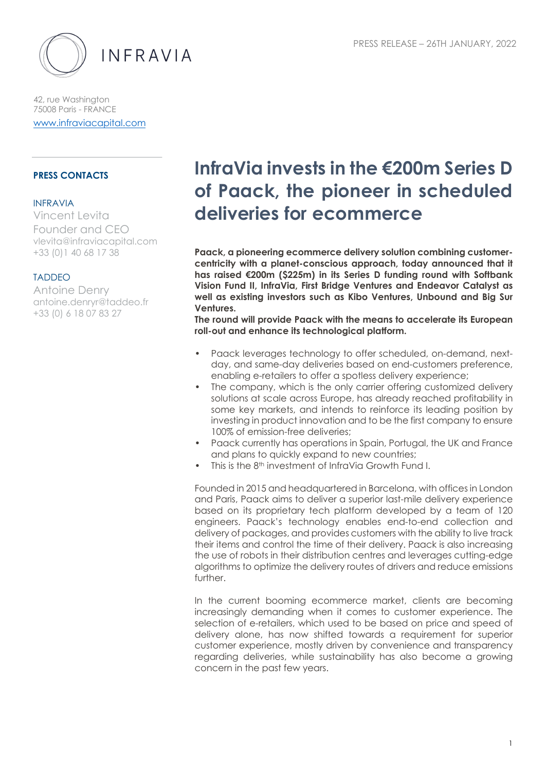INFRAVIA

PRESS RELEASE – 26TH JANUARY, 2022

42, rue Washington
75008 Paris - FRANCE
www.infraviacapital.com

**PRESS CONTACTS**

INFRAVIA
Vincent Levita
Founder and CEO
vlevita@infraviacapital.com
+33 (0)1 40 68 17 38

TADDEO
Antoine Denry
antoine.denryr@taddeo.fr
+33 (0) 6 18 07 83 27

# InfraVia invests in the €200m Series D of Paack, the pioneer in scheduled deliveries for ecommerce

**Paack, a pioneering ecommerce delivery solution combining customer-centricity with a planet-conscious approach, today announced that it has raised €200m ($225m) in its Series D funding round with Softbank Vision Fund II, InfraVia, First Bridge Ventures and Endeavor Catalyst as well as existing investors such as Kibo Ventures, Unbound and Big Sur Ventures.**
**The round will provide Paack with the means to accelerate its European roll-out and enhance its technological platform.**

- Paack leverages technology to offer scheduled, on-demand, next-day, and same-day deliveries based on end-customers preference, enabling e-retailers to offer a spotless delivery experience;
- The company, which is the only carrier offering customized delivery solutions at scale across Europe, has already reached profitability in some key markets, and intends to reinforce its leading position by investing in product innovation and to be the first company to ensure 100% of emission-free deliveries;
- Paack currently has operations in Spain, Portugal, the UK and France and plans to quickly expand to new countries;
- This is the 8th investment of InfraVia Growth Fund I.

Founded in 2015 and headquartered in Barcelona, with offices in London and Paris, Paack aims to deliver a superior last-mile delivery experience based on its proprietary tech platform developed by a team of 120 engineers. Paack's technology enables end-to-end collection and delivery of packages, and provides customers with the ability to live track their items and control the time of their delivery. Paack is also increasing the use of robots in their distribution centres and leverages cutting-edge algorithms to optimize the delivery routes of drivers and reduce emissions further.

In the current booming ecommerce market, clients are becoming increasingly demanding when it comes to customer experience. The selection of e-retailers, which used to be based on price and speed of delivery alone, has now shifted towards a requirement for superior customer experience, mostly driven by convenience and transparency regarding deliveries, while sustainability has also become a growing concern in the past few years.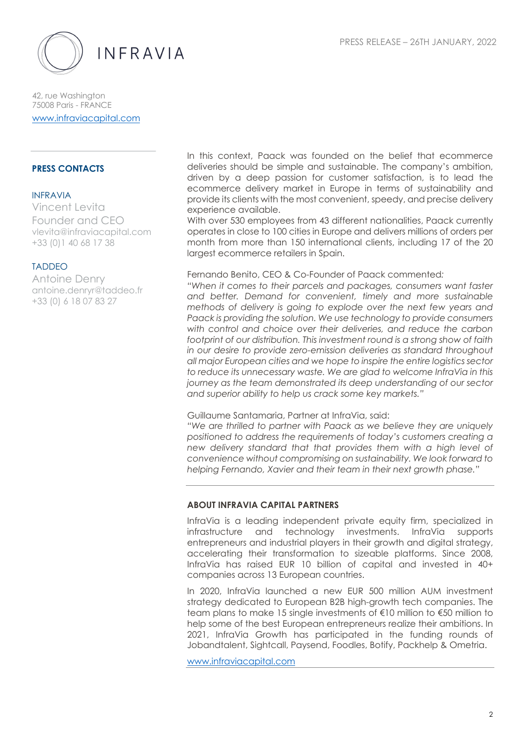INFRAVIA

42, rue Washington
75008 Paris - FRANCE
www.infraviacapital.com

**PRESS CONTACTS**

INFRAVIA
Vincent Levita
Founder and CEO
vlevita@infraviacapital.com
+33 (0)1 40 68 17 38

TADDEO
Antoine Denry
antoine.denryr@taddeo.fr
+33 (0) 6 18 07 83 27

In this context, Paack was founded on the belief that ecommerce deliveries should be simple and sustainable. The company's ambition, driven by a deep passion for customer satisfaction, is to lead the ecommerce delivery market in Europe in terms of sustainability and provide its clients with the most convenient, speedy, and precise delivery experience available.
With over 530 employees from 43 different nationalities, Paack currently operates in close to 100 cities in Europe and delivers millions of orders per month from more than 150 international clients, including 17 of the 20 largest ecommerce retailers in Spain.

Fernando Benito, CEO & Co-Founder of Paack commented:
*"When it comes to their parcels and packages, consumers want faster and better. Demand for convenient, timely and more sustainable methods of delivery is going to explode over the next few years and Paack is providing the solution. We use technology to provide consumers with control and choice over their deliveries, and reduce the carbon footprint of our distribution. This investment round is a strong show of faith in our desire to provide zero-emission deliveries as standard throughout all major European cities and we hope to inspire the entire logistics sector to reduce its unnecessary waste. We are glad to welcome InfraVia in this journey as the team demonstrated its deep understanding of our sector and superior ability to help us crack some key markets."*

Guillaume Santamaria, Partner at InfraVia, said:
*"We are thrilled to partner with Paack as we believe they are uniquely positioned to address the requirements of today's customers creating a new delivery standard that that provides them with a high level of convenience without compromising on sustainability. We look forward to helping Fernando, Xavier and their team in their next growth phase."*

**ABOUT INFRAVIA CAPITAL PARTNERS**

InfraVia is a leading independent private equity firm, specialized in infrastructure and technology investments. InfraVia supports entrepreneurs and industrial players in their growth and digital strategy, accelerating their transformation to sizeable platforms. Since 2008, InfraVia has raised EUR 10 billion of capital and invested in 40+ companies across 13 European countries.

In 2020, InfraVia launched a new EUR 500 million AUM investment strategy dedicated to European B2B high-growth tech companies. The team plans to make 15 single investments of €10 million to €50 million to help some of the best European entrepreneurs realize their ambitions. In 2021, InfraVia Growth has participated in the funding rounds of Jobandtalent, Sightcall, Paysend, Foodles, Botify, Packhelp & Ometria.

www.infraviacapital.com